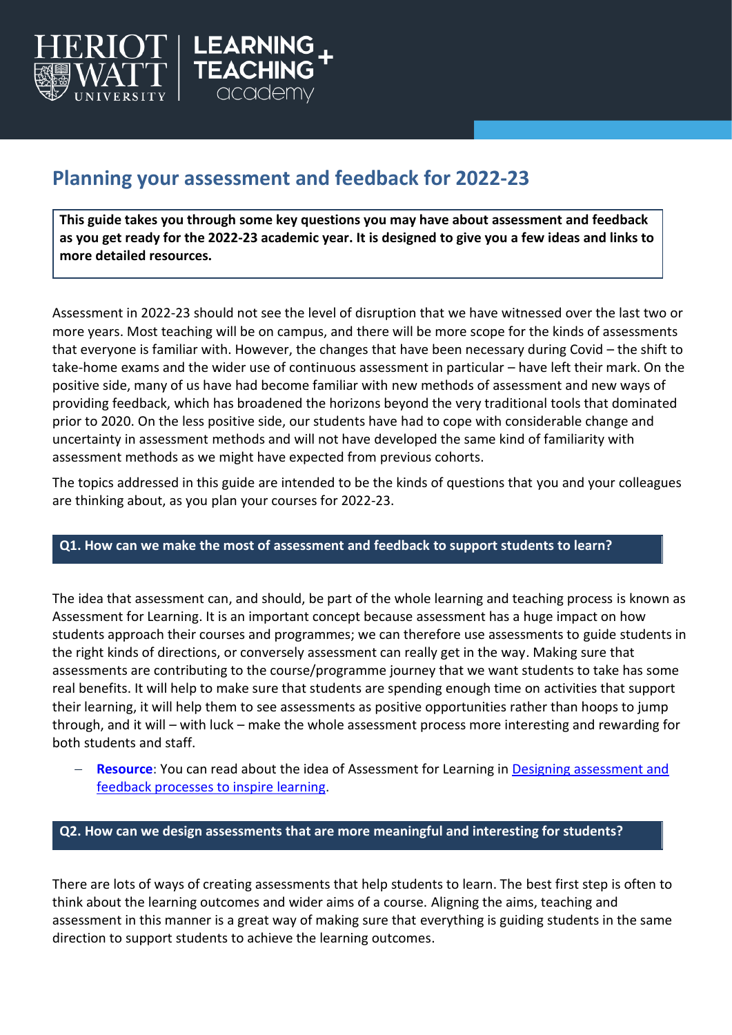# Planning your assessment and feedback for 2022-23

**This guide takes you through some key questions you may have about assessment and feedback as you get ready for the 2022-23 academic year. It is designed to give you a few ideas and links to more detailed resources.**

Assessment in 2022-23 should not see the level of disruption that we have witnessed over the last two or more years. Most teaching will be on campus, and there will be more scope for the kinds of assessments that everyone is familiar with. However, the changes that have been necessary during Covid – the shift to take-home exams and the wider use of continuous assessment in particular – have left their mark. On the positive side, many of us have had become familiar with new methods of assessment and new ways of providing feedback, which has broadened the horizons beyond the very traditional tools that dominated prior to 2020. On the less positive side, our students have had to cope with considerable change and uncertainty in assessment methods and will not have developed the same kind of familiarity with assessment methods as we might have expected from previous cohorts.

The topics addressed in this guide are intended to be the kinds of questions that you and your colleagues are thinking about, as you plan your courses for 2022-23.

## Q1. How can we make the most of assessment and feedback to support students to learn?

The idea that assessment can, and should, be part of the whole learning and teaching process is known as Assessment for Learning. It is an important concept because assessment has a huge impact on how students approach their courses and programmes; we can therefore use assessments to guide students in the right kinds of directions, or conversely assessment can really get in the way. Making sure that assessments are contributing to the course/programme journey that we want students to take has some real benefits. It will help to make sure that students are spending enough time on activities that support their learning, it will help them to see assessments as positive opportunities rather than hoops to jump through, and it will – with luck – make the whole assessment process more interesting and rewarding for both students and staff.

- **Resource**: You can read about the idea of Assessment for Learning in Designing assessment and feedback processes to inspire learning.

## Q2. How can we design assessments that are more meaningful and interesting for students?

There are lots of ways of creating assessments that help students to learn. The best first step is often to think about the learning outcomes and wider aims of a course. Aligning the aims, teaching and assessment in this manner is a great way of making sure that everything is guiding students in the same direction to support students to achieve the learning outcomes.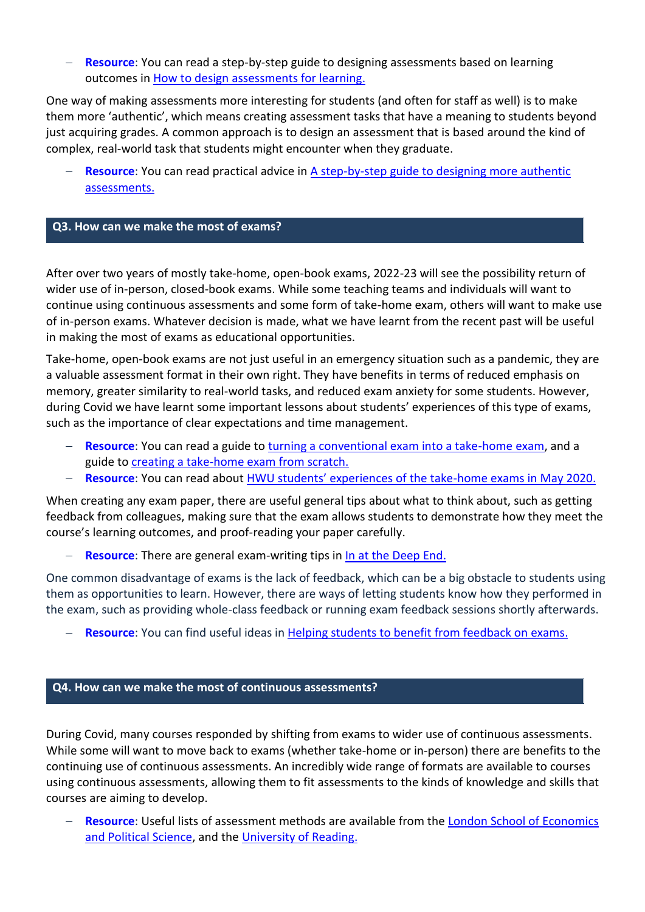- **Resource**: You can read a step-by-step guide to designing assessments based on learning outcomes in How to design assessments for learning.

One way of making assessments more interesting for students (and often for staff as well) is to make them more 'authentic', which means creating assessment tasks that have a meaning to students beyond just acquiring grades. A common approach is to design an assessment that is based around the kind of complex, real-world task that students might encounter when they graduate.

- **Resource**: You can read practical advice in A step-by-step guide to designing more authentic assessments.

## Q3. How can we make the most of exams?

After over two years of mostly take-home, open-book exams, 2022-23 will see the possibility return of wider use of in-person, closed-book exams. While some teaching teams and individuals will want to continue using continuous assessments and some form of take-home exam, others will want to make use of in-person exams. Whatever decision is made, what we have learnt from the recent past will be useful in making the most of exams as educational opportunities.

Take-home, open-book exams are not just useful in an emergency situation such as a pandemic, they are a valuable assessment format in their own right. They have benefits in terms of reduced emphasis on memory, greater similarity to real-world tasks, and reduced exam anxiety for some students. However, during Covid we have learnt some important lessons about students' experiences of this type of exams, such as the importance of clear expectations and time management.

- **Resource**: You can read a guide to turning a conventional exam into a take-home exam, and a guide to creating a take-home exam from scratch.
- **Resource**: You can read about HWU students' experiences of the take-home exams in May 2020.

When creating any exam paper, there are useful general tips about what to think about, such as getting feedback from colleagues, making sure that the exam allows students to demonstrate how they meet the course's learning outcomes, and proof-reading your paper carefully.

- **Resource**: There are general exam-writing tips in In at the Deep End.

One common disadvantage of exams is the lack of feedback, which can be a big obstacle to students using them as opportunities to learn. However, there are ways of letting students know how they performed in the exam, such as providing whole-class feedback or running exam feedback sessions shortly afterwards.

- **Resource**: You can find useful ideas in Helping students to benefit from feedback on exams.

## Q4. How can we make the most of continuous assessments?

During Covid, many courses responded by shifting from exams to wider use of continuous assessments. While some will want to move back to exams (whether take-home or in-person) there are benefits to the continuing use of continuous assessments. An incredibly wide range of formats are available to courses using continuous assessments, allowing them to fit assessments to the kinds of knowledge and skills that courses are aiming to develop.

- **Resource**: Useful lists of assessment methods are available from the London School of Economics and Political Science, and the University of Reading.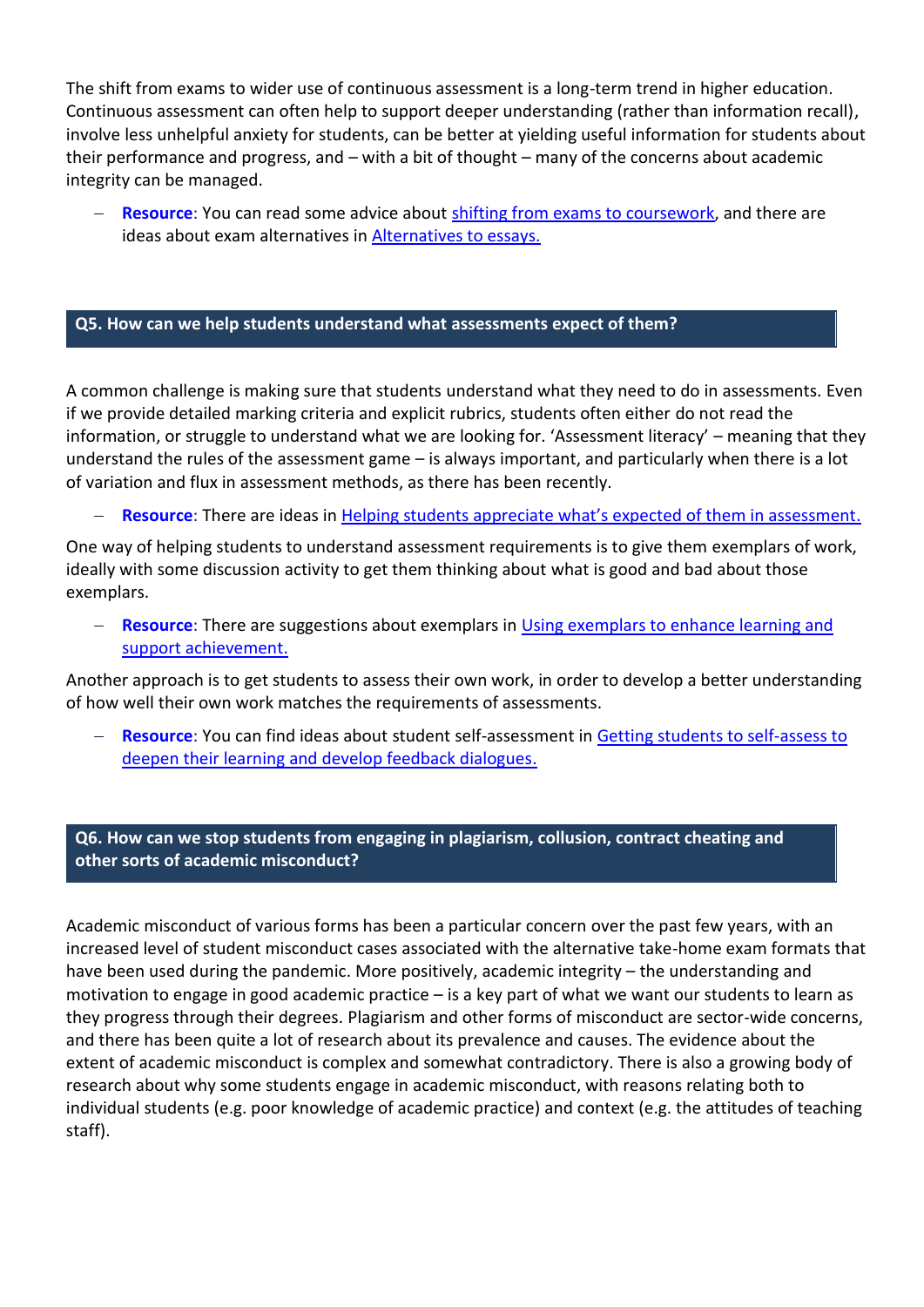The shift from exams to wider use of continuous assessment is a long-term trend in higher education. Continuous assessment can often help to support deeper understanding (rather than information recall), involve less unhelpful anxiety for students, can be better at yielding useful information for students about their performance and progress, and – with a bit of thought – many of the concerns about academic integrity can be managed.

- **Resource**: You can read some advice about shifting from exams to coursework, and there are ideas about exam alternatives in Alternatives to essays.

## Q5. How can we help students understand what assessments expect of them?

A common challenge is making sure that students understand what they need to do in assessments. Even if we provide detailed marking criteria and explicit rubrics, students often either do not read the information, or struggle to understand what we are looking for. 'Assessment literacy' – meaning that they understand the rules of the assessment game – is always important, and particularly when there is a lot of variation and flux in assessment methods, as there has been recently.

- **Resource**: There are ideas in Helping students appreciate what's expected of them in assessment.

One way of helping students to understand assessment requirements is to give them exemplars of work, ideally with some discussion activity to get them thinking about what is good and bad about those exemplars.

- **Resource**: There are suggestions about exemplars in Using exemplars to enhance learning and support achievement.

Another approach is to get students to assess their own work, in order to develop a better understanding of how well their own work matches the requirements of assessments.

- **Resource**: You can find ideas about student self-assessment in Getting students to self-assess to deepen their learning and develop feedback dialogues.

## Q6. How can we stop students from engaging in plagiarism, collusion, contract cheating and other sorts of academic misconduct?

Academic misconduct of various forms has been a particular concern over the past few years, with an increased level of student misconduct cases associated with the alternative take-home exam formats that have been used during the pandemic. More positively, academic integrity – the understanding and motivation to engage in good academic practice – is a key part of what we want our students to learn as they progress through their degrees. Plagiarism and other forms of misconduct are sector-wide concerns, and there has been quite a lot of research about its prevalence and causes. The evidence about the extent of academic misconduct is complex and somewhat contradictory. There is also a growing body of research about why some students engage in academic misconduct, with reasons relating both to individual students (e.g. poor knowledge of academic practice) and context (e.g. the attitudes of teaching staff).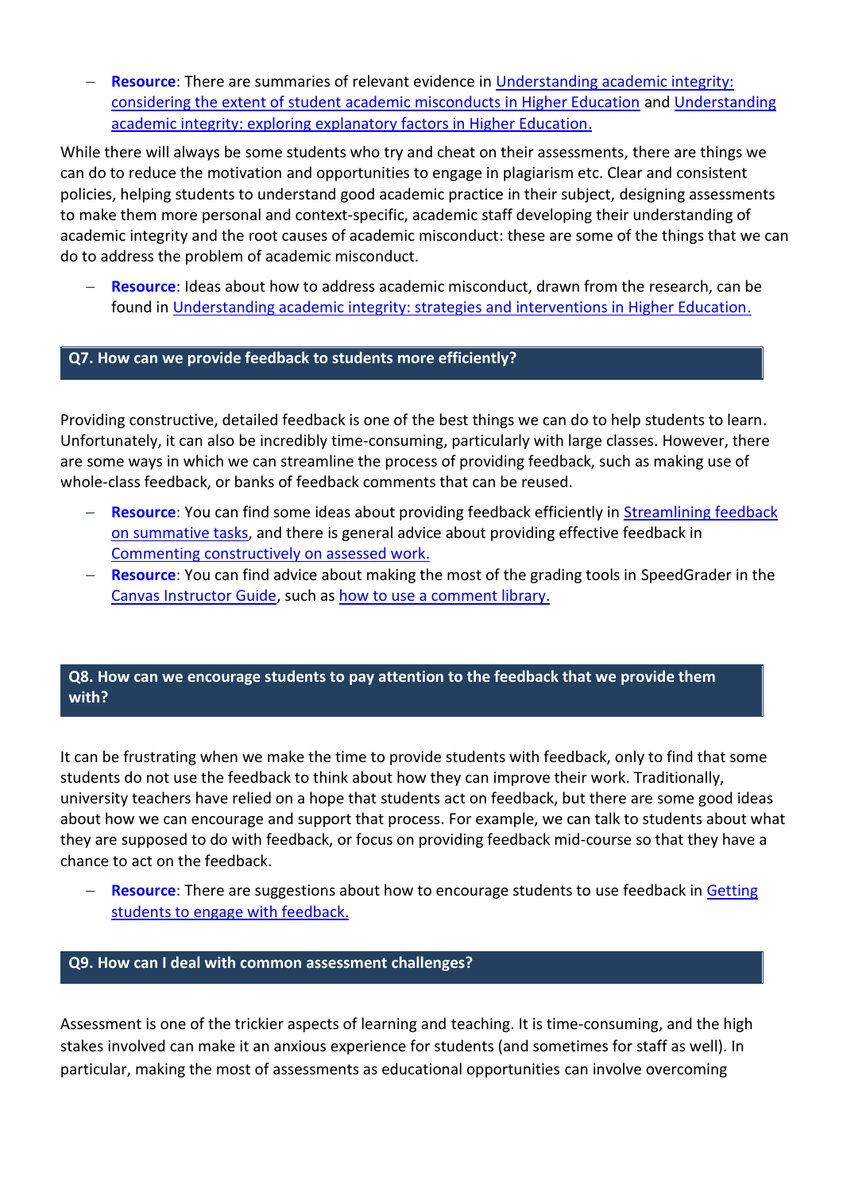- **Resource**: There are summaries of relevant evidence in Understanding academic integrity: considering the extent of student academic misconducts in Higher Education and Understanding academic integrity: exploring explanatory factors in Higher Education.

While there will always be some students who try and cheat on their assessments, there are things we can do to reduce the motivation and opportunities to engage in plagiarism etc. Clear and consistent policies, helping students to understand good academic practice in their subject, designing assessments to make them more personal and context-specific, academic staff developing their understanding of academic integrity and the root causes of academic misconduct: these are some of the things that we can do to address the problem of academic misconduct.

- **Resource**: Ideas about how to address academic misconduct, drawn from the research, can be found in Understanding academic integrity: strategies and interventions in Higher Education.

## Q7. How can we provide feedback to students more efficiently?

Providing constructive, detailed feedback is one of the best things we can do to help students to learn. Unfortunately, it can also be incredibly time-consuming, particularly with large classes. However, there are some ways in which we can streamline the process of providing feedback, such as making use of whole-class feedback, or banks of feedback comments that can be reused.

- **Resource**: You can find some ideas about providing feedback efficiently in Streamlining feedback on summative tasks, and there is general advice about providing effective feedback in Commenting constructively on assessed work.
- **Resource**: You can find advice about making the most of the grading tools in SpeedGrader in the Canvas Instructor Guide, such as how to use a comment library.

## Q8. How can we encourage students to pay attention to the feedback that we provide them with?

It can be frustrating when we make the time to provide students with feedback, only to find that some students do not use the feedback to think about how they can improve their work. Traditionally, university teachers have relied on a hope that students act on feedback, but there are some good ideas about how we can encourage and support that process. For example, we can talk to students about what they are supposed to do with feedback, or focus on providing feedback mid-course so that they have a chance to act on the feedback.

- **Resource**: There are suggestions about how to encourage students to use feedback in Getting students to engage with feedback.

## Q9. How can I deal with common assessment challenges?

Assessment is one of the trickier aspects of learning and teaching. It is time-consuming, and the high stakes involved can make it an anxious experience for students (and sometimes for staff as well). In particular, making the most of assessments as educational opportunities can involve overcoming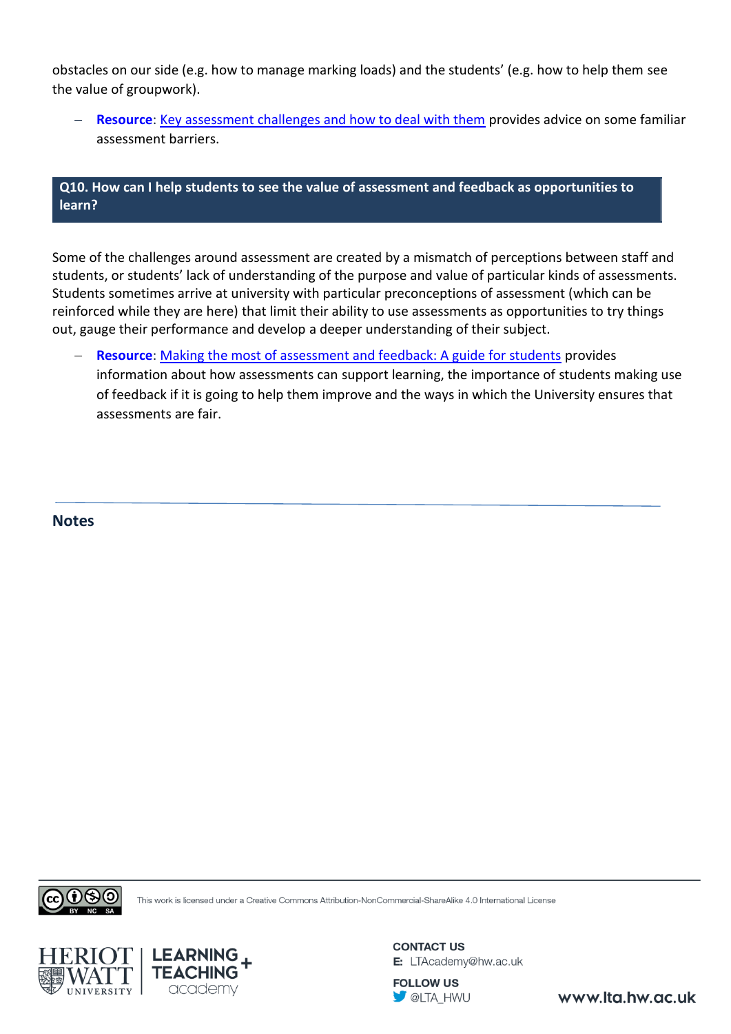obstacles on our side (e.g. how to manage marking loads) and the students' (e.g. how to help them see the value of groupwork).

- **Resource**: Key assessment challenges and how to deal with them provides advice on some familiar assessment barriers.

## Q10. How can I help students to see the value of assessment and feedback as opportunities to learn?

Some of the challenges around assessment are created by a mismatch of perceptions between staff and students, or students' lack of understanding of the purpose and value of particular kinds of assessments. Students sometimes arrive at university with particular preconceptions of assessment (which can be reinforced while they are here) that limit their ability to use assessments as opportunities to try things out, gauge their performance and develop a deeper understanding of their subject.

- **Resource**: Making the most of assessment and feedback: A guide for students provides information about how assessments can support learning, the importance of students making use of feedback if it is going to help them improve and the ways in which the University ensures that assessments are fair.

---

## Notes

This work is licensed under a Creative Commons Attribution-NonCommercial-ShareAlike 4.0 International License

HERIOT WATT UNIVERSITY | LEARNING + TEACHING academy

CONTACT US
E: LTAcademy@hw.ac.uk

FOLLOW US
@LTA_HWU

www.lta.hw.ac.uk